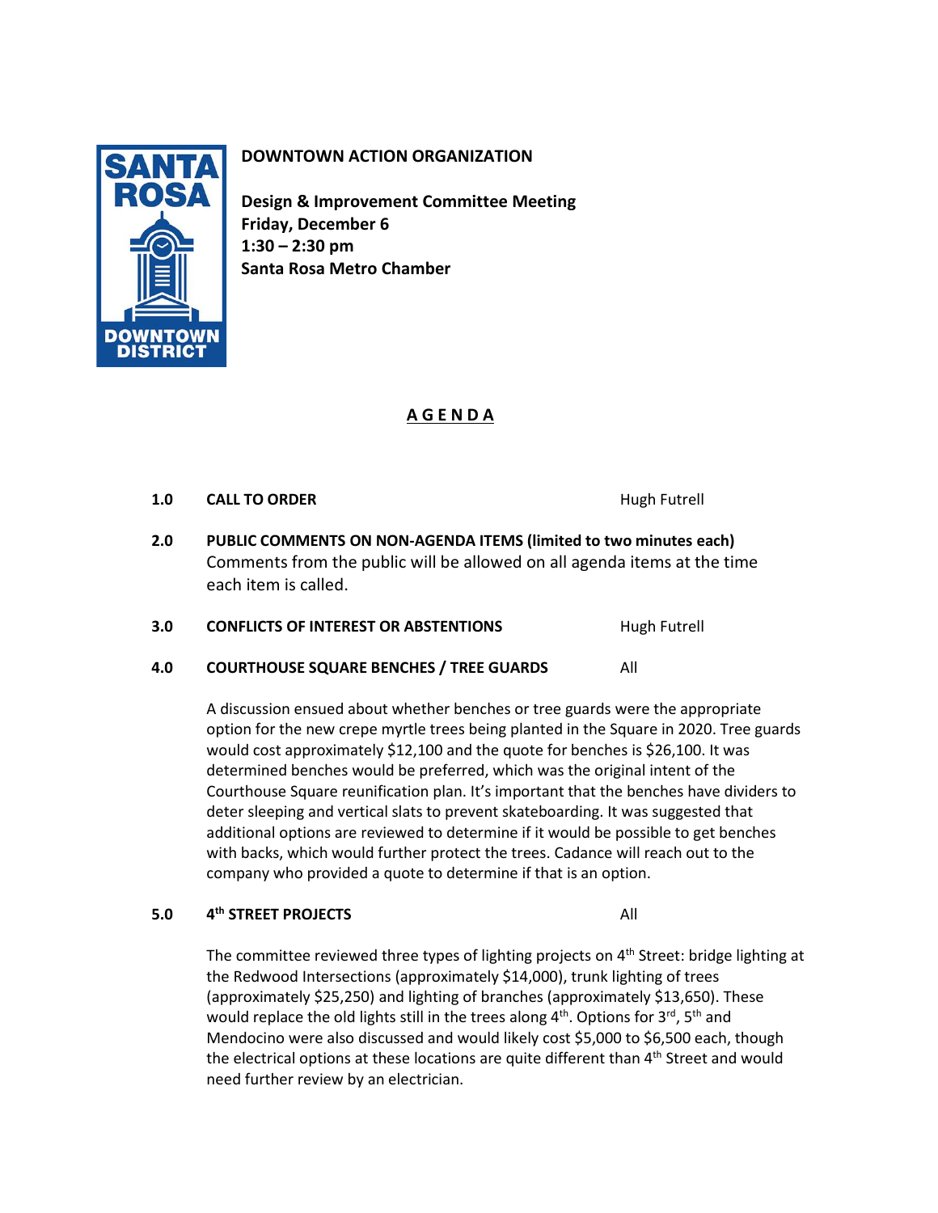**DOWNTOWN ACTION ORGANIZATION**

**Design & Improvement Committee Meeting**
**Friday, December 6**
**1:30 – 2:30 pm**
**Santa Rosa Metro Chamber**

# A G E N D A

**1.0 CALL TO ORDER** — Hugh Futrell

**2.0 PUBLIC COMMENTS ON NON-AGENDA ITEMS (limited to two minutes each)**
Comments from the public will be allowed on all agenda items at the time each item is called.

**3.0 CONFLICTS OF INTEREST OR ABSTENTIONS** — Hugh Futrell

**4.0 COURTHOUSE SQUARE BENCHES / TREE GUARDS** — All

A discussion ensued about whether benches or tree guards were the appropriate option for the new crepe myrtle trees being planted in the Square in 2020. Tree guards would cost approximately $12,100 and the quote for benches is $26,100. It was determined benches would be preferred, which was the original intent of the Courthouse Square reunification plan. It's important that the benches have dividers to deter sleeping and vertical slats to prevent skateboarding. It was suggested that additional options are reviewed to determine if it would be possible to get benches with backs, which would further protect the trees. Cadance will reach out to the company who provided a quote to determine if that is an option.

**5.0 4th STREET PROJECTS** — All

The committee reviewed three types of lighting projects on 4th Street: bridge lighting at the Redwood Intersections (approximately $14,000), trunk lighting of trees (approximately $25,250) and lighting of branches (approximately $13,650). These would replace the old lights still in the trees along 4th. Options for 3rd, 5th and Mendocino were also discussed and would likely cost $5,000 to $6,500 each, though the electrical options at these locations are quite different than 4th Street and would need further review by an electrician.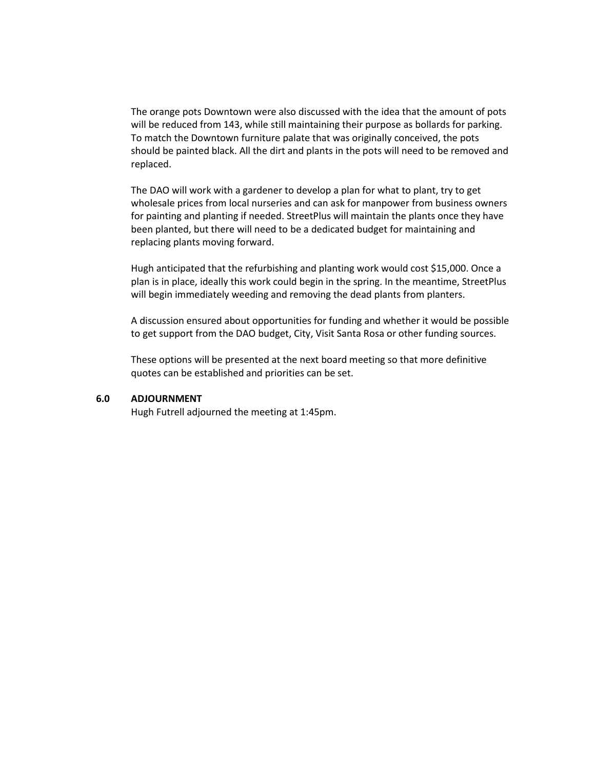The orange pots Downtown were also discussed with the idea that the amount of pots will be reduced from 143, while still maintaining their purpose as bollards for parking. To match the Downtown furniture palate that was originally conceived, the pots should be painted black. All the dirt and plants in the pots will need to be removed and replaced.

The DAO will work with a gardener to develop a plan for what to plant, try to get wholesale prices from local nurseries and can ask for manpower from business owners for painting and planting if needed. StreetPlus will maintain the plants once they have been planted, but there will need to be a dedicated budget for maintaining and replacing plants moving forward.

Hugh anticipated that the refurbishing and planting work would cost $15,000. Once a plan is in place, ideally this work could begin in the spring. In the meantime, StreetPlus will begin immediately weeding and removing the dead plants from planters.

A discussion ensured about opportunities for funding and whether it would be possible to get support from the DAO budget, City, Visit Santa Rosa or other funding sources.

These options will be presented at the next board meeting so that more definitive quotes can be established and priorities can be set.

**6.0 ADJOURNMENT**

Hugh Futrell adjourned the meeting at 1:45pm.